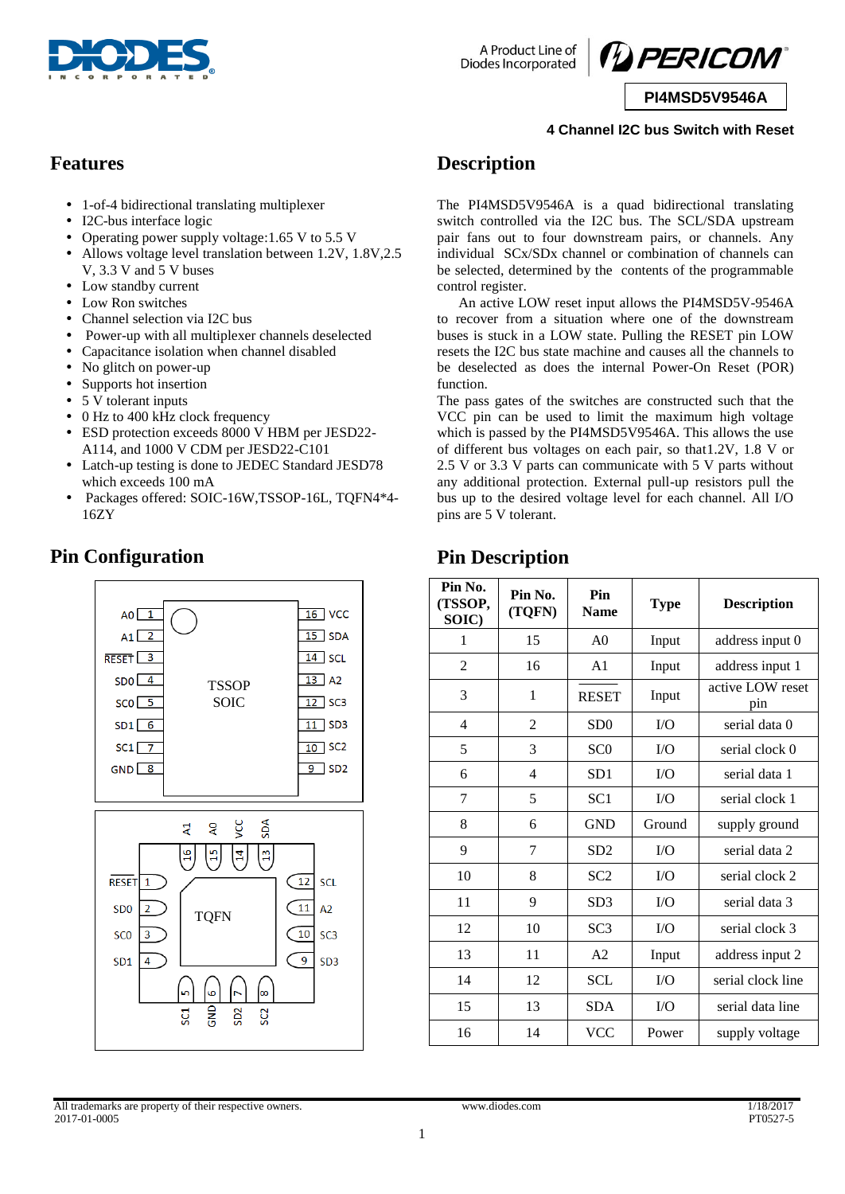A Product Line of Diodes Incorporated

PI4MSD5V9546A

**4 Channel I2C bus Switch with Reset**

## Features

- 1-of-4 bidirectional translating multiplexer
- I2C-bus interface logic
- Operating power supply voltage:1.65 V to 5.5 V
- Allows voltage level translation between 1.2V, 1.8V,2.5 V, 3.3 V and 5 V buses
- Low standby current
- Low Ron switches
- Channel selection via I2C bus
- Power-up with all multiplexer channels deselected
- Capacitance isolation when channel disabled
- No glitch on power-up
- Supports hot insertion
- 5 V tolerant inputs
- 0 Hz to 400 kHz clock frequency
- ESD protection exceeds 8000 V HBM per JESD22-A114, and 1000 V CDM per JESD22-C101
- Latch-up testing is done to JEDEC Standard JESD78 which exceeds 100 mA
- Packages offered: SOIC-16W,TSSOP-16L, TQFN4*4-16ZY

## Description

The PI4MSD5V9546A is a quad bidirectional translating switch controlled via the I2C bus. The SCL/SDA upstream pair fans out to four downstream pairs, or channels. Any individual SCx/SDx channel or combination of channels can be selected, determined by the contents of the programmable control register.

An active LOW reset input allows the PI4MSD5V-9546A to recover from a situation where one of the downstream buses is stuck in a LOW state. Pulling the RESET pin LOW resets the I2C bus state machine and causes all the channels to be deselected as does the internal Power-On Reset (POR) function.

The pass gates of the switches are constructed such that the VCC pin can be used to limit the maximum high voltage which is passed by the PI4MSD5V9546A. This allows the use of different bus voltages on each pair, so that1.2V, 1.8 V or 2.5 V or 3.3 V parts can communicate with 5 V parts without any additional protection. External pull-up resistors pull the bus up to the desired voltage level for each channel. All I/O pins are 5 V tolerant.

## Pin Configuration

TSSOP / SOIC:

| Pin | Name | | Pin | Name |
|---|---|---|---|---|
| 1 | A0 | | 16 | VCC |
| 2 | A1 | | 15 | SDA |
| 3 | RESET | | 14 | SCL |
| 4 | SD0 | | 13 | A2 |
| 5 | SC0 | | 12 | SC3 |
| 6 | SD1 | | 11 | SD3 |
| 7 | SC1 | | 10 | SC2 |
| 8 | GND | | 9 | SD2 |

TQFN:

| Pin | Name |
|---|---|
| 1 | RESET |
| 2 | SD0 |
| 3 | SC0 |
| 4 | SD1 |
| 5 | SC1 |
| 6 | GND |
| 7 | SD2 |
| 8 | SC2 |
| 9 | SD3 |
| 10 | SC3 |
| 11 | A2 |
| 12 | SCL |
| 13 | SDA |
| 14 | VCC |
| 15 | A0 |
| 16 | A1 |

## Pin Description

| Pin No. (TSSOP, SOIC) | Pin No. (TQFN) | Pin Name | Type | Description |
|---|---|---|---|---|
| 1 | 15 | A0 | Input | address input 0 |
| 2 | 16 | A1 | Input | address input 1 |
| 3 | 1 | RESET | Input | active LOW reset pin |
| 4 | 2 | SD0 | I/O | serial data 0 |
| 5 | 3 | SC0 | I/O | serial clock 0 |
| 6 | 4 | SD1 | I/O | serial data 1 |
| 7 | 5 | SC1 | I/O | serial clock 1 |
| 8 | 6 | GND | Ground | supply ground |
| 9 | 7 | SD2 | I/O | serial data 2 |
| 10 | 8 | SC2 | I/O | serial clock 2 |
| 11 | 9 | SD3 | I/O | serial data 3 |
| 12 | 10 | SC3 | I/O | serial clock 3 |
| 13 | 11 | A2 | Input | address input 2 |
| 14 | 12 | SCL | I/O | serial clock line |
| 15 | 13 | SDA | I/O | serial data line |
| 16 | 14 | VCC | Power | supply voltage |

All trademarks are property of their respective owners.
2017-01-0005 www.diodes.com 1/18/2017 PT0527-5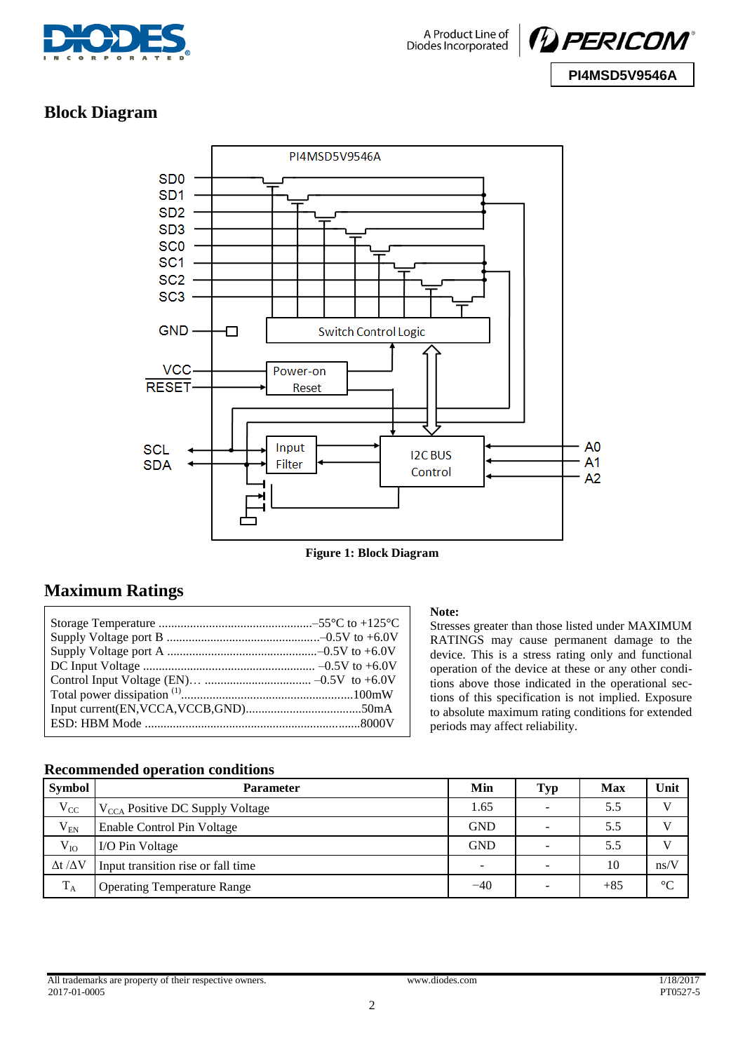## Block Diagram

Figure 1: Block Diagram

## Maximum Ratings

Storage Temperature ................................................–55°C to +125°C
Supply Voltage port B ................................................–0.5V to +6.0V
Supply Voltage port A ................................................–0.5V to +6.0V
DC Input Voltage ...................................................... –0.5V to +6.0V
Control Input Voltage (EN)… ................................. –0.5V to +6.0V
Total power dissipation [1]......................................................100mW
Input current(EN,VCCA,VCCB,GND)....................................50mA
ESD: HBM Mode ....................................................................8000V

**Note:**
Stresses greater than those listed under MAXIMUM RATINGS may cause permanent damage to the device. This is a stress rating only and functional operation of the device at these or any other conditions above those indicated in the operational sections of this specification is not implied. Exposure to absolute maximum rating conditions for extended periods may affect reliability.

### Recommended operation conditions

| Symbol | Parameter | Min | Typ | Max | Unit |
|---|---|---|---|---|---|
| $V_{CC}$ | $V_{CCA}$ Positive DC Supply Voltage | 1.65 | - | 5.5 | V |
| $V_{EN}$ | Enable Control Pin Voltage | GND | - | 5.5 | V |
| $V_{IO}$ | I/O Pin Voltage | GND | - | 5.5 | V |
| $\Delta t / \Delta V$ | Input transition rise or fall time | - | - | 10 | ns/V |
| $T_A$ | Operating Temperature Range | −40 | - | +85 | °C |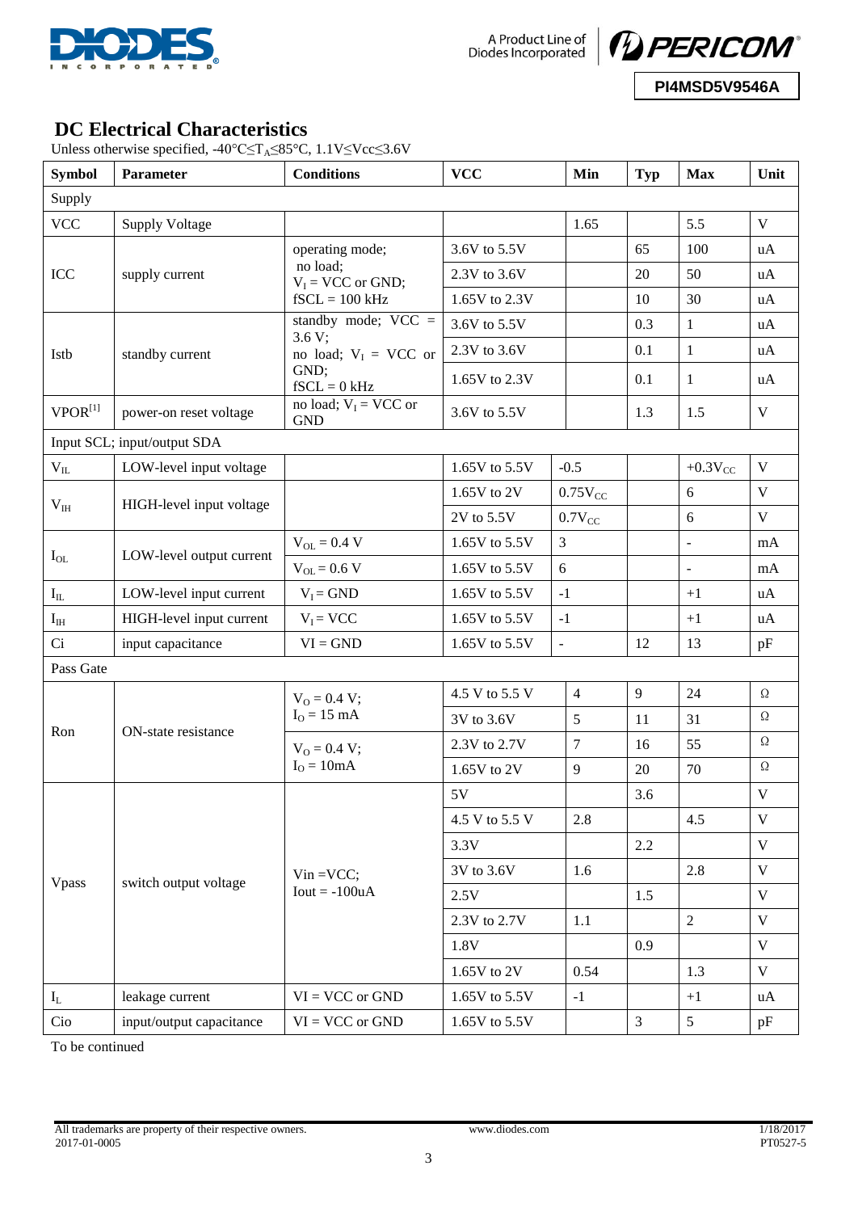## DC Electrical Characteristics

Unless otherwise specified, -40°C≤$T_A$≤85°C, 1.1V≤Vcc≤3.6V

| Symbol | Parameter | Conditions | VCC | Min | Typ | Max | Unit |
|---|---|---|---|---|---|---|---|
| Supply | | | | | | | |
| VCC | Supply Voltage | | | 1.65 | | 5.5 | V |
| ICC | supply current | operating mode; no load; $V_I$ = VCC or GND; fSCL = 100 kHz | 3.6V to 5.5V | | 65 | 100 | uA |
| | | | 2.3V to 3.6V | | 20 | 50 | uA |
| | | | 1.65V to 2.3V | | 10 | 30 | uA |
| Istb | standby current | standby mode; VCC = 3.6 V; no load; $V_I$ = VCC or GND; fSCL = 0 kHz | 3.6V to 5.5V | | 0.3 | 1 | uA |
| | | | 2.3V to 3.6V | | 0.1 | 1 | uA |
| | | | 1.65V to 2.3V | | 0.1 | 1 | uA |
| VPOR[1] | power-on reset voltage | no load; $V_I$ = VCC or GND | 3.6V to 5.5V | | 1.3 | 1.5 | V |
| Input SCL; input/output SDA | | | | | | | |
| $V_{IL}$ | LOW-level input voltage | | 1.65V to 5.5V | -0.5 | | +0.3$V_{CC}$ | V |
| $V_{IH}$ | HIGH-level input voltage | | 1.65V to 2V | 0.75$V_{CC}$ | | 6 | V |
| | | | 2V to 5.5V | 0.7$V_{CC}$ | | 6 | V |
| $I_{OL}$ | LOW-level output current | $V_{OL}$ = 0.4 V | 1.65V to 5.5V | 3 | | - | mA |
| | | $V_{OL}$ = 0.6 V | 1.65V to 5.5V | 6 | | - | mA |
| $I_{IL}$ | LOW-level input current | $V_I$ = GND | 1.65V to 5.5V | -1 | | +1 | uA |
| $I_{IH}$ | HIGH-level input current | $V_I$ = VCC | 1.65V to 5.5V | -1 | | +1 | uA |
| Ci | input capacitance | VI = GND | 1.65V to 5.5V | - | 12 | 13 | pF |
| Pass Gate | | | | | | | |
| Ron | ON-state resistance | $V_O$ = 0.4 V; $I_O$ = 15 mA | 4.5 V to 5.5 V | 4 | 9 | 24 | Ω |
| | | | 3V to 3.6V | 5 | 11 | 31 | Ω |
| | | $V_O$ = 0.4 V; $I_O$ = 10mA | 2.3V to 2.7V | 7 | 16 | 55 | Ω |
| | | | 1.65V to 2V | 9 | 20 | 70 | Ω |
| Vpass | switch output voltage | Vin =VCC; Iout = -100uA | 5V | | 3.6 | | V |
| | | | 4.5 V to 5.5 V | 2.8 | | 4.5 | V |
| | | | 3.3V | | 2.2 | | V |
| | | | 3V to 3.6V | 1.6 | | 2.8 | V |
| | | | 2.5V | | 1.5 | | V |
| | | | 2.3V to 2.7V | 1.1 | | 2 | V |
| | | | 1.8V | | 0.9 | | V |
| | | | 1.65V to 2V | 0.54 | | 1.3 | V |
| $I_L$ | leakage current | VI = VCC or GND | 1.65V to 5.5V | -1 | | +1 | uA |
| Cio | input/output capacitance | VI = VCC or GND | 1.65V to 5.5V | | 3 | 5 | pF |

To be continued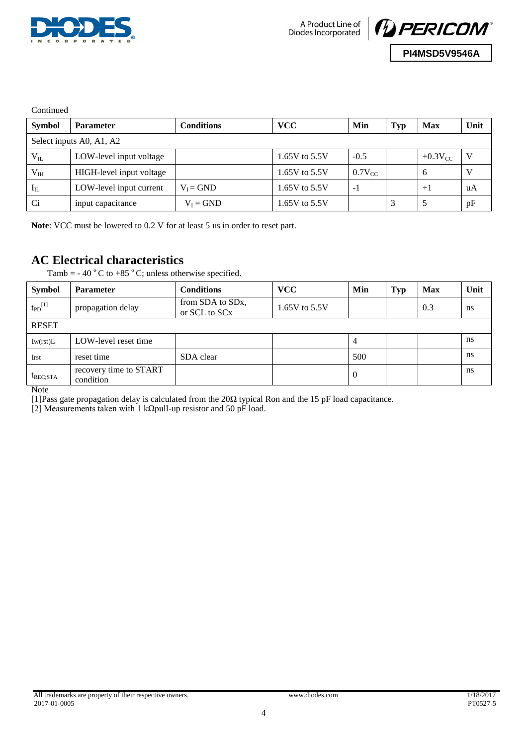Continued

| Symbol | Parameter | Conditions | VCC | Min | Typ | Max | Unit |
|---|---|---|---|---|---|---|---|
| Select inputs A0, A1, A2 | | | | | | | |
| $V_{IL}$ | LOW-level input voltage | | 1.65V to 5.5V | -0.5 | | $+0.3V_{CC}$ | V |
| $V_{IH}$ | HIGH-level input voltage | | 1.65V to 5.5V | $0.7V_{CC}$ | | 6 | V |
| $I_{IL}$ | LOW-level input current | $V_I = GND$ | 1.65V to 5.5V | -1 | | +1 | uA |
| Ci | input capacitance | $V_I = GND$ | 1.65V to 5.5V | | 3 | 5 | pF |

**Note**: VCC must be lowered to 0.2 V for at least 5 us in order to reset part.

## AC Electrical characteristics

Tamb = - 40 °C to +85 °C; unless otherwise specified.

| Symbol | Parameter | Conditions | VCC | Min | Typ | Max | Unit |
|---|---|---|---|---|---|---|---|
| $t_{PD}$[1] | propagation delay | from SDA to SDx, or SCL to SCx | 1.65V to 5.5V | | | 0.3 | ns |
| RESET | | | | | | | |
| $t_{w(rst)L}$ | LOW-level reset time | | | 4 | | | ns |
| $t_{rst}$ | reset time | SDA clear | | 500 | | | ns |
| $t_{REC;STA}$ | recovery time to START condition | | | 0 | | | ns |

Note

[1]Pass gate propagation delay is calculated from the 20Ω typical Ron and the 15 pF load capacitance.

[2] Measurements taken with 1 kΩpull-up resistor and 50 pF load.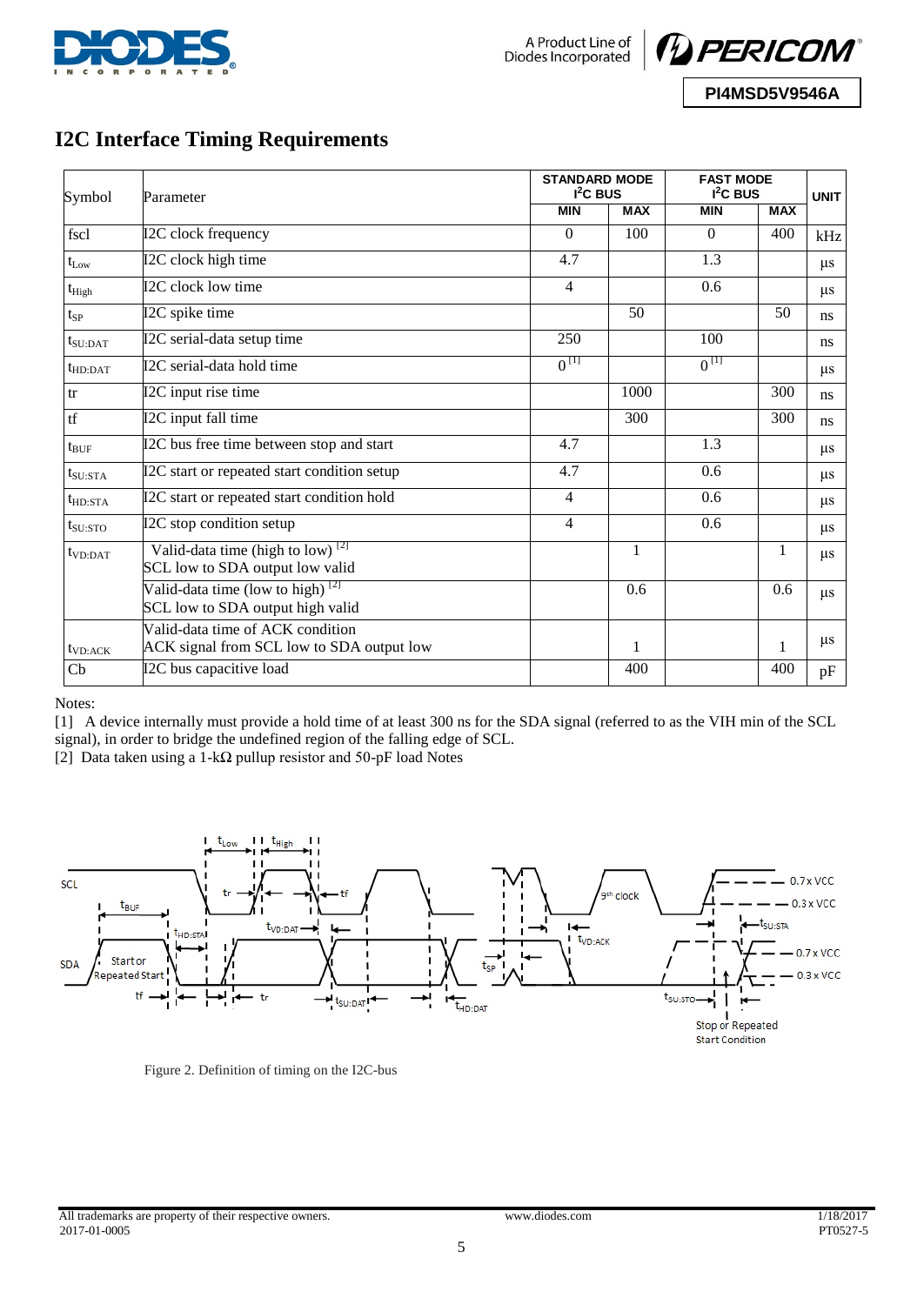# I2C Interface Timing Requirements

| Symbol | Parameter | STANDARD MODE $I^2C$ BUS | | FAST MODE $I^2C$ BUS | | UNIT |
|---|---|---|---|---|---|---|
| | | MIN | MAX | MIN | MAX | |
| fscl | I2C clock frequency | 0 | 100 | 0 | 400 | kHz |
| $t_{Low}$ | I2C clock high time | 4.7 | | 1.3 | | µs |
| $t_{High}$ | I2C clock low time | 4 | | 0.6 | | µs |
| $t_{SP}$ | I2C spike time | | 50 | | 50 | ns |
| $t_{SU:DAT}$ | I2C serial-data setup time | 250 | | 100 | | ns |
| $t_{HD:DAT}$ | I2C serial-data hold time | 0 [1] | | 0 [1] | | µs |
| tr | I2C input rise time | | 1000 | | 300 | ns |
| tf | I2C input fall time | | 300 | | 300 | ns |
| $t_{BUF}$ | I2C bus free time between stop and start | 4.7 | | 1.3 | | µs |
| $t_{SU:STA}$ | I2C start or repeated start condition setup | 4.7 | | 0.6 | | µs |
| $t_{HD:STA}$ | I2C start or repeated start condition hold | 4 | | 0.6 | | µs |
| $t_{SU:STO}$ | I2C stop condition setup | 4 | | 0.6 | | µs |
| $t_{VD:DAT}$ | Valid-data time (high to low) [2] SCL low to SDA output low valid | | 1 | | 1 | µs |
| | Valid-data time (low to high) [2] SCL low to SDA output high valid | | 0.6 | | 0.6 | µs |
| $t_{VD:ACK}$ | Valid-data time of ACK condition ACK signal from SCL low to SDA output low | | 1 | | 1 | µs |
| Cb | I2C bus capacitive load | | 400 | | 400 | pF |

Notes:

[1] A device internally must provide a hold time of at least 300 ns for the SDA signal (referred to as the VIH min of the SCL signal), in order to bridge the undefined region of the falling edge of SCL.

[2] Data taken using a 1-kΩ pullup resistor and 50-pF load Notes

Figure 2. Definition of timing on the I2C-bus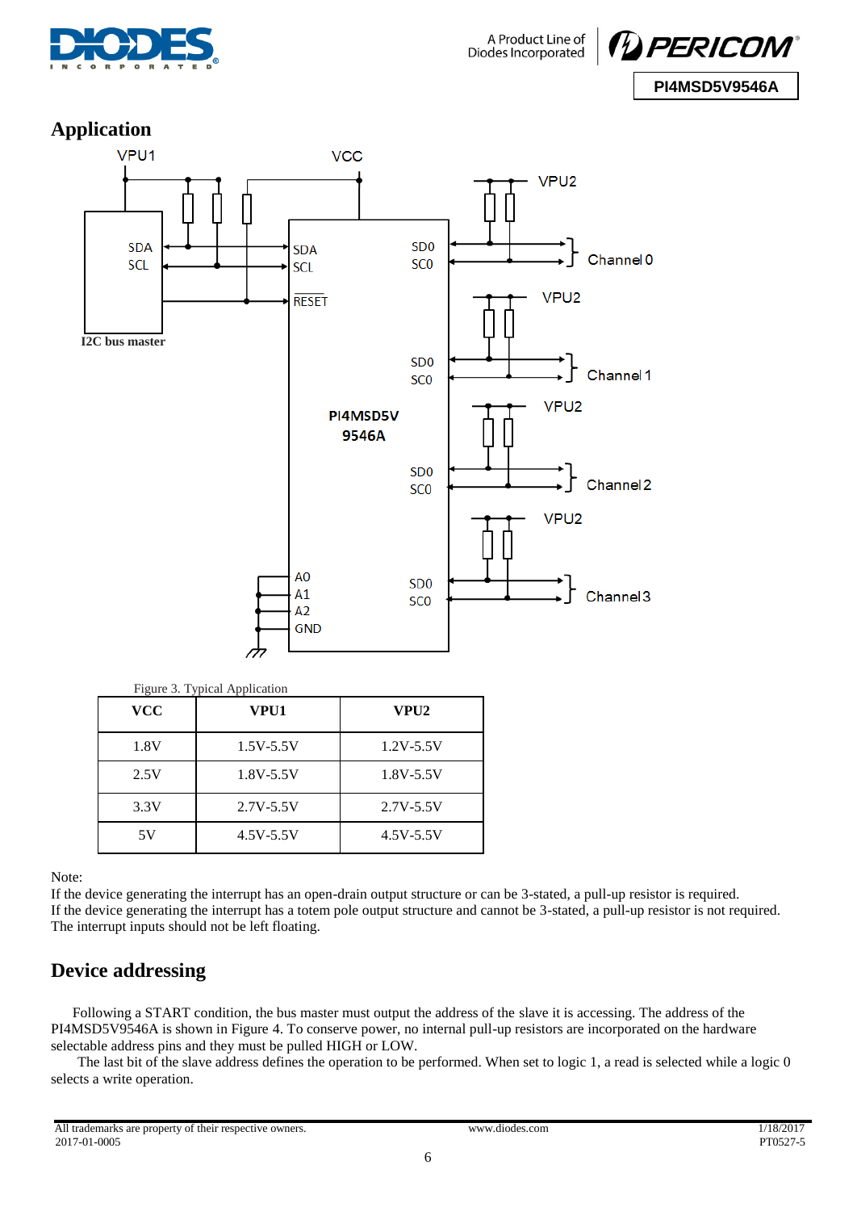## Application

Figure 3. Typical Application

| VCC | VPU1 | VPU2 |
|---|---|---|
| 1.8V | 1.5V-5.5V | 1.2V-5.5V |
| 2.5V | 1.8V-5.5V | 1.8V-5.5V |
| 3.3V | 2.7V-5.5V | 2.7V-5.5V |
| 5V | 4.5V-5.5V | 4.5V-5.5V |

Note:
If the device generating the interrupt has an open-drain output structure or can be 3-stated, a pull-up resistor is required.
If the device generating the interrupt has a totem pole output structure and cannot be 3-stated, a pull-up resistor is not required.
The interrupt inputs should not be left floating.

## Device addressing

Following a START condition, the bus master must output the address of the slave it is accessing. The address of the PI4MSD5V9546A is shown in Figure 4. To conserve power, no internal pull-up resistors are incorporated on the hardware selectable address pins and they must be pulled HIGH or LOW.

The last bit of the slave address defines the operation to be performed. When set to logic 1, a read is selected while a logic 0 selects a write operation.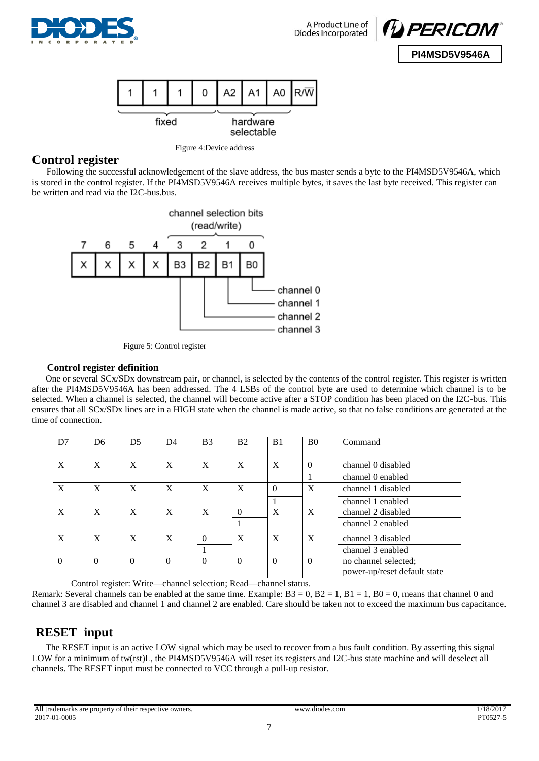| 1 | 1 | 1 | 0 | A2 | A1 | A0 | R/W̄ |
|---|---|---|---|---|---|---|---|

fixed — hardware selectable

Figure 4:Device address

## Control register

Following the successful acknowledgement of the slave address, the bus master sends a byte to the PI4MSD5V9546A, which is stored in the control register. If the PI4MSD5V9546A receives multiple bytes, it saves the last byte received. This register can be written and read via the I2C-bus.bus.

channel selection bits (read/write)

| 7 | 6 | 5 | 4 | 3 | 2 | 1 | 0 |
|---|---|---|---|---|---|---|---|
| X | X | X | X | B3 | B2 | B1 | B0 |

B0: channel 0; B1: channel 1; B2: channel 2; B3: channel 3

Figure 5: Control register

### Control register definition

One or several SCx/SDx downstream pair, or channel, is selected by the contents of the control register. This register is written after the PI4MSD5V9546A has been addressed. The 4 LSBs of the control byte are used to determine which channel is to be selected. When a channel is selected, the channel will become active after a STOP condition has been placed on the I2C-bus. This ensures that all SCx/SDx lines are in a HIGH state when the channel is made active, so that no false conditions are generated at the time of connection.

| D7 | D6 | D5 | D4 | B3 | B2 | B1 | B0 | Command |
|---|---|---|---|---|---|---|---|---|
| X | X | X | X | X | X | X | 0 | channel 0 disabled |
| | | | | | | | 1 | channel 0 enabled |
| X | X | X | X | X | X | 0 | X | channel 1 disabled |
| | | | | | | 1 | | channel 1 enabled |
| X | X | X | X | X | 0 | X | X | channel 2 disabled |
| | | | | | 1 | | | channel 2 enabled |
| X | X | X | X | 0 | X | X | X | channel 3 disabled |
| | | | | 1 | | | | channel 3 enabled |
| 0 | 0 | 0 | 0 | 0 | 0 | 0 | 0 | no channel selected; power-up/reset default state |

Control register: Write—channel selection; Read—channel status.

Remark: Several channels can be enabled at the same time. Example: B3 = 0, B2 = 1, B1 = 1, B0 = 0, means that channel 0 and channel 3 are disabled and channel 1 and channel 2 are enabled. Care should be taken not to exceed the maximum bus capacitance.

## RESET input

The RESET input is an active LOW signal which may be used to recover from a bus fault condition. By asserting this signal LOW for a minimum of tw(rst)L, the PI4MSD5V9546A will reset its registers and I2C-bus state machine and will deselect all channels. The RESET input must be connected to VCC through a pull-up resistor.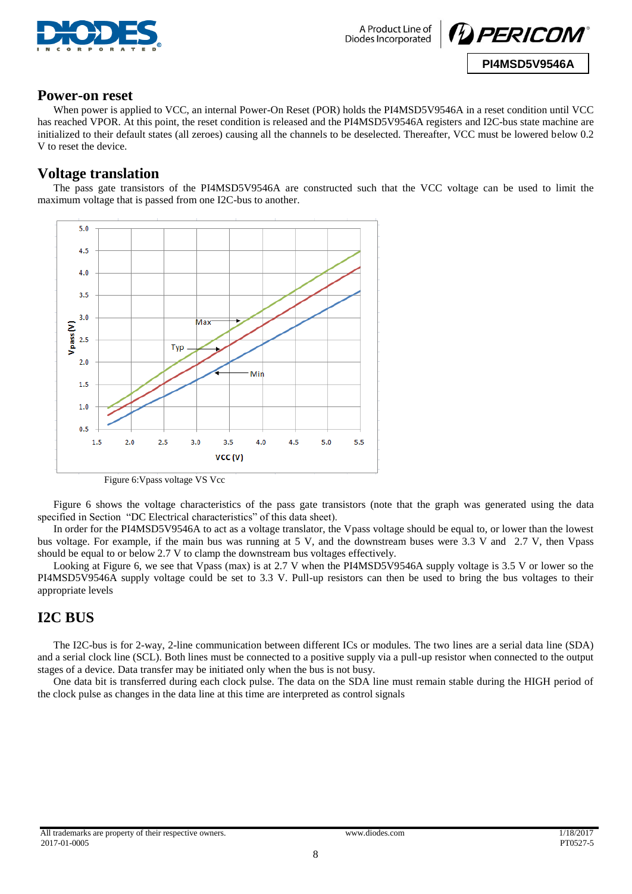## Power-on reset

When power is applied to VCC, an internal Power-On Reset (POR) holds the PI4MSD5V9546A in a reset condition until VCC has reached VPOR. At this point, the reset condition is released and the PI4MSD5V9546A registers and I2C-bus state machine are initialized to their default states (all zeroes) causing all the channels to be deselected. Thereafter, VCC must be lowered below 0.2 V to reset the device.

## Voltage translation

The pass gate transistors of the PI4MSD5V9546A are constructed such that the VCC voltage can be used to limit the maximum voltage that is passed from one I2C-bus to another.

Figure 6:Vpass voltage VS Vcc

Figure 6 shows the voltage characteristics of the pass gate transistors (note that the graph was generated using the data specified in Section "DC Electrical characteristics" of this data sheet).

In order for the PI4MSD5V9546A to act as a voltage translator, the Vpass voltage should be equal to, or lower than the lowest bus voltage. For example, if the main bus was running at 5 V, and the downstream buses were 3.3 V and 2.7 V, then Vpass should be equal to or below 2.7 V to clamp the downstream bus voltages effectively.

Looking at Figure 6, we see that Vpass (max) is at 2.7 V when the PI4MSD5V9546A supply voltage is 3.5 V or lower so the PI4MSD5V9546A supply voltage could be set to 3.3 V. Pull-up resistors can then be used to bring the bus voltages to their appropriate levels

## I2C BUS

The I2C-bus is for 2-way, 2-line communication between different ICs or modules. The two lines are a serial data line (SDA) and a serial clock line (SCL). Both lines must be connected to a positive supply via a pull-up resistor when connected to the output stages of a device. Data transfer may be initiated only when the bus is not busy.

One data bit is transferred during each clock pulse. The data on the SDA line must remain stable during the HIGH period of the clock pulse as changes in the data line at this time are interpreted as control signals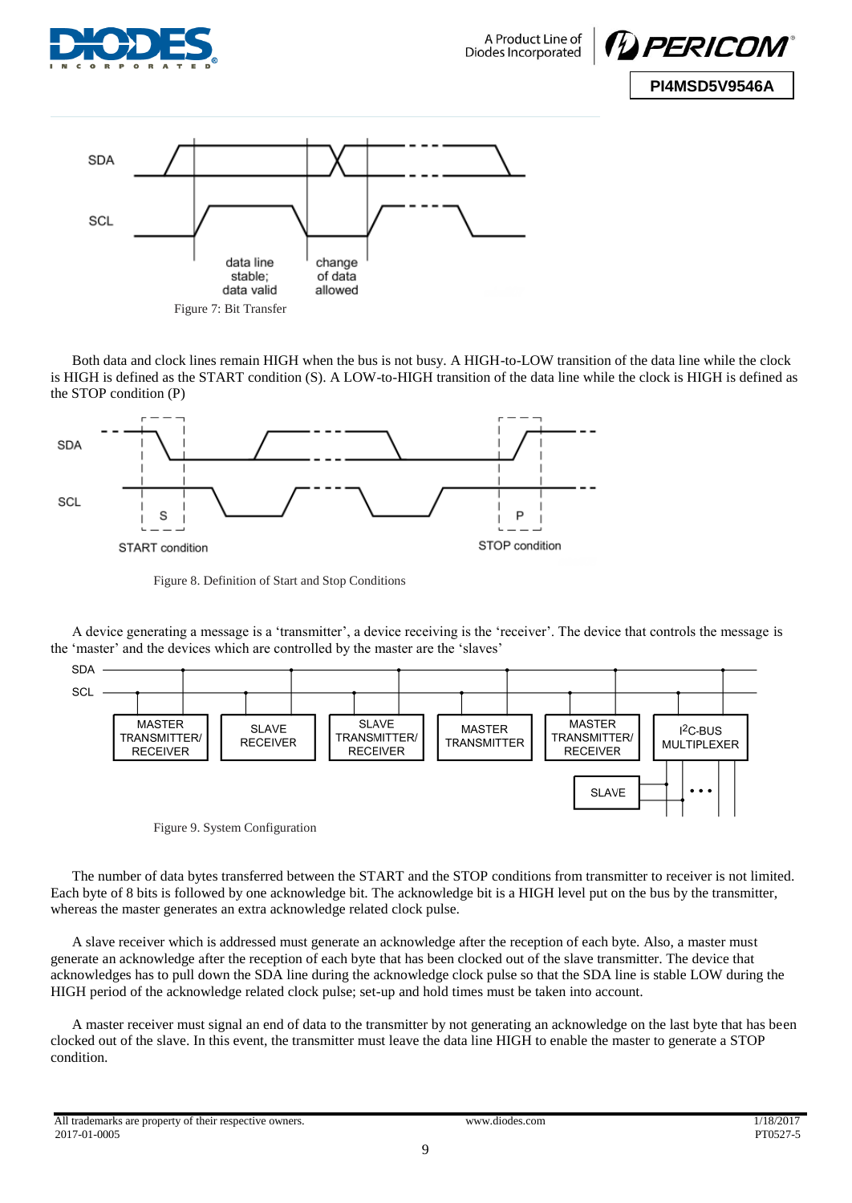Figure 7: Bit Transfer

Both data and clock lines remain HIGH when the bus is not busy. A HIGH-to-LOW transition of the data line while the clock is HIGH is defined as the START condition (S). A LOW-to-HIGH transition of the data line while the clock is HIGH is defined as the STOP condition (P)

Figure 8. Definition of Start and Stop Conditions

A device generating a message is a 'transmitter', a device receiving is the 'receiver'. The device that controls the message is the 'master' and the devices which are controlled by the master are the 'slaves'

Figure 9. System Configuration

The number of data bytes transferred between the START and the STOP conditions from transmitter to receiver is not limited. Each byte of 8 bits is followed by one acknowledge bit. The acknowledge bit is a HIGH level put on the bus by the transmitter, whereas the master generates an extra acknowledge related clock pulse.

A slave receiver which is addressed must generate an acknowledge after the reception of each byte. Also, a master must generate an acknowledge after the reception of each byte that has been clocked out of the slave transmitter. The device that acknowledges has to pull down the SDA line during the acknowledge clock pulse so that the SDA line is stable LOW during the HIGH period of the acknowledge related clock pulse; set-up and hold times must be taken into account.

A master receiver must signal an end of data to the transmitter by not generating an acknowledge on the last byte that has been clocked out of the slave. In this event, the transmitter must leave the data line HIGH to enable the master to generate a STOP condition.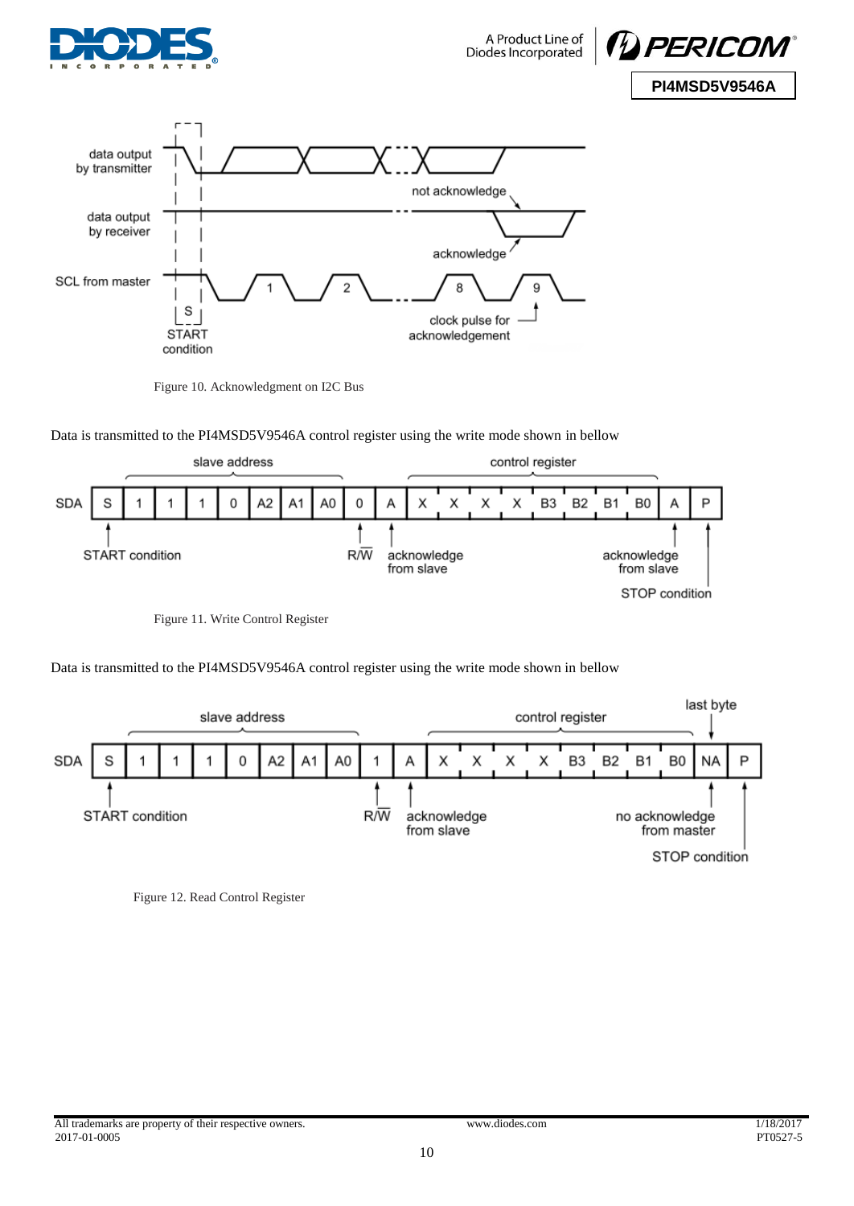Figure 10. Acknowledgment on I2C Bus

Data is transmitted to the PI4MSD5V9546A control register using the write mode shown in bellow

| SDA | S | 1 | 1 | 1 | 0 | A2 | A1 | A0 | 0 | A | X | X | X | X | B3 | B2 | B1 | B0 | A | P |
|---|---|---|---|---|---|---|---|---|---|---|---|---|---|---|---|---|---|---|---|---|

Figure 11. Write Control Register

Data is transmitted to the PI4MSD5V9546A control register using the write mode shown in bellow

| SDA | S | 1 | 1 | 1 | 0 | A2 | A1 | A0 | 1 | A | X | X | X | X | B3 | B2 | B1 | B0 | NA | P |
|---|---|---|---|---|---|---|---|---|---|---|---|---|---|---|---|---|---|---|---|---|

Figure 12. Read Control Register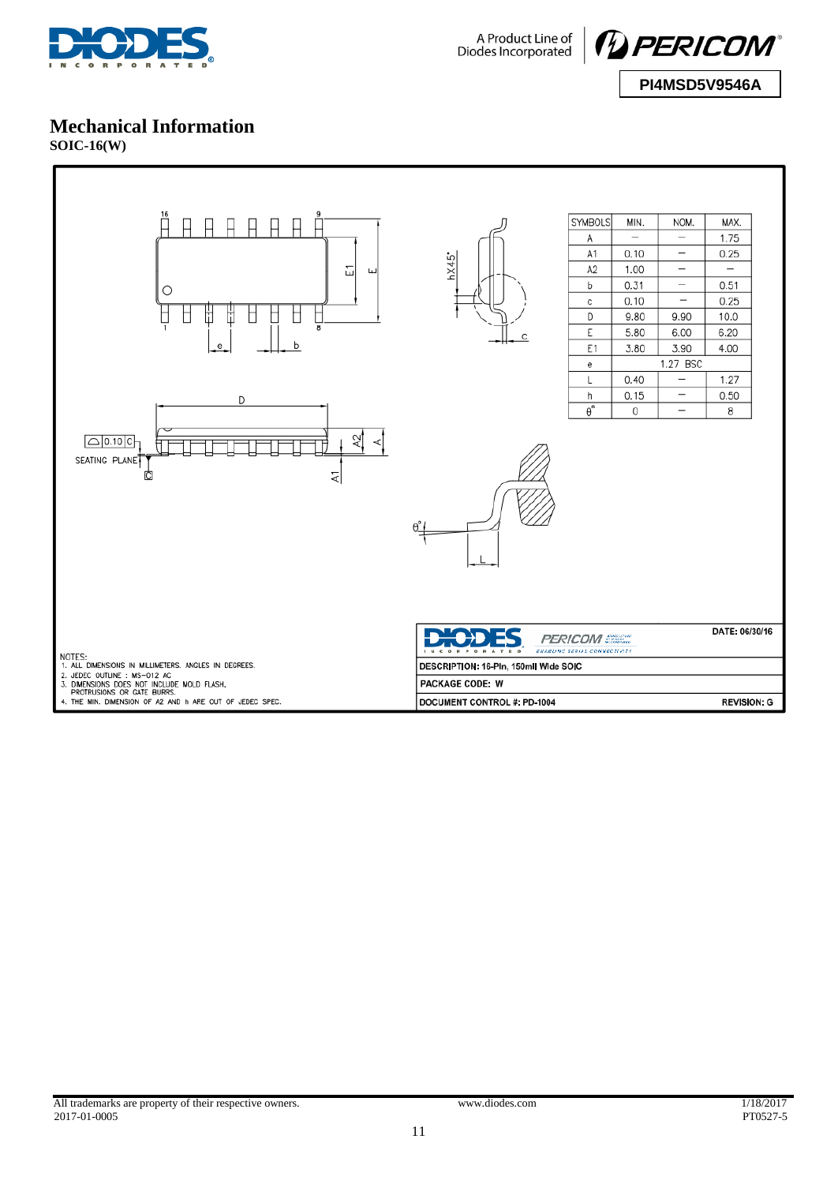# Mechanical Information

**SOIC-16(W)**

| SYMBOLS | MIN. | NOM. | MAX. |
|---|---|---|---|
| A | — | — | 1.75 |
| A1 | 0.10 | — | 0.25 |
| A2 | 1.00 | — | — |
| b | 0.31 | — | 0.51 |
| c | 0.10 | — | 0.25 |
| D | 9.80 | 9.90 | 10.0 |
| E | 5.80 | 6.00 | 6.20 |
| E1 | 3.80 | 3.90 | 4.00 |
| e | 1.27 BSC | | |
| L | 0.40 | — | 1.27 |
| h | 0.15 | — | 0.50 |
| θ° | 0 | — | 8 |

NOTES:

1. ALL DIMENSIONS IN MILLIMETERS. ANGLES IN DEGREES.
2. JEDEC OUTLINE : MS-012 AC
3. DIMENSIONS DOES NOT INCLUDE MOLD FLASH. PROTRUSIONS OR GATE BURRS.
4. THE MIN. DIMENSION OF A2 AND h ARE OUT OF JEDEC SPEC.

| | DATE: 06/30/16 |
|---|---|
| DESCRIPTION: 16-Pin, 150mil Wide SOIC | |
| PACKAGE CODE: W | |
| DOCUMENT CONTROL #: PD-1004 | REVISION: G |

All trademarks are property of their respective owners.
2017-01-0005

www.diodes.com

1/18/2017
PT0527-5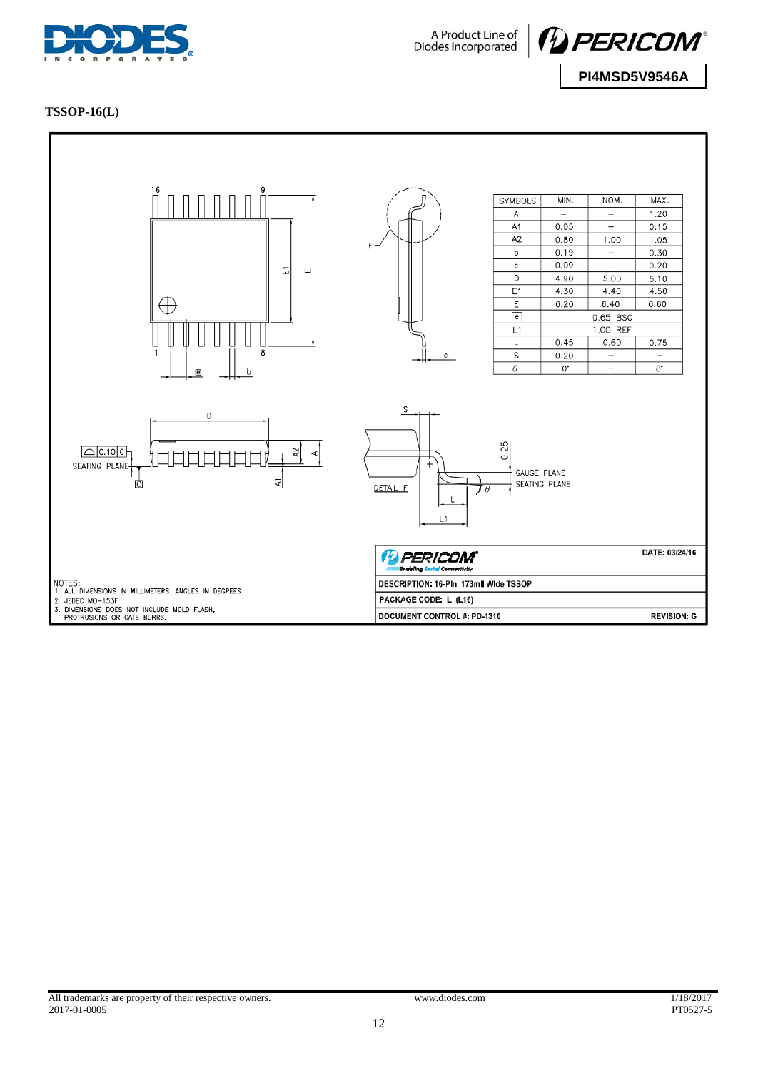**TSSOP-16(L)**

| SYMBOLS | MIN. | NOM. | MAX. |
|---|---|---|---|
| A | – | – | 1.20 |
| A1 | 0.05 | – | 0.15 |
| A2 | 0.80 | 1.00 | 1.05 |
| b | 0.19 | – | 0.30 |
| c | 0.09 | – | 0.20 |
| D | 4.90 | 5.00 | 5.10 |
| E1 | 4.30 | 4.40 | 4.50 |
| E | 6.20 | 6.40 | 6.60 |
| e | 0.65 BSC | | |
| L1 | 1.00 REF | | |
| L | 0.45 | 0.60 | 0.75 |
| S | 0.20 | – | – |
| θ | 0° | – | 8° |

NOTES:
1. ALL DIMENSIONS IN MILLIMETERS. ANGLES IN DEGREES.
2. JEDEC MO-153F
3. DIMENSIONS DOES NOT INCLUDE MOLD FLASH, PROTRUSIONS OR GATE BURRS.

DATE: 03/24/16

DESCRIPTION: 16-Pin, 173mil Wide TSSOP

PACKAGE CODE: L (L16)

DOCUMENT CONTROL #: PD-1310 REVISION: G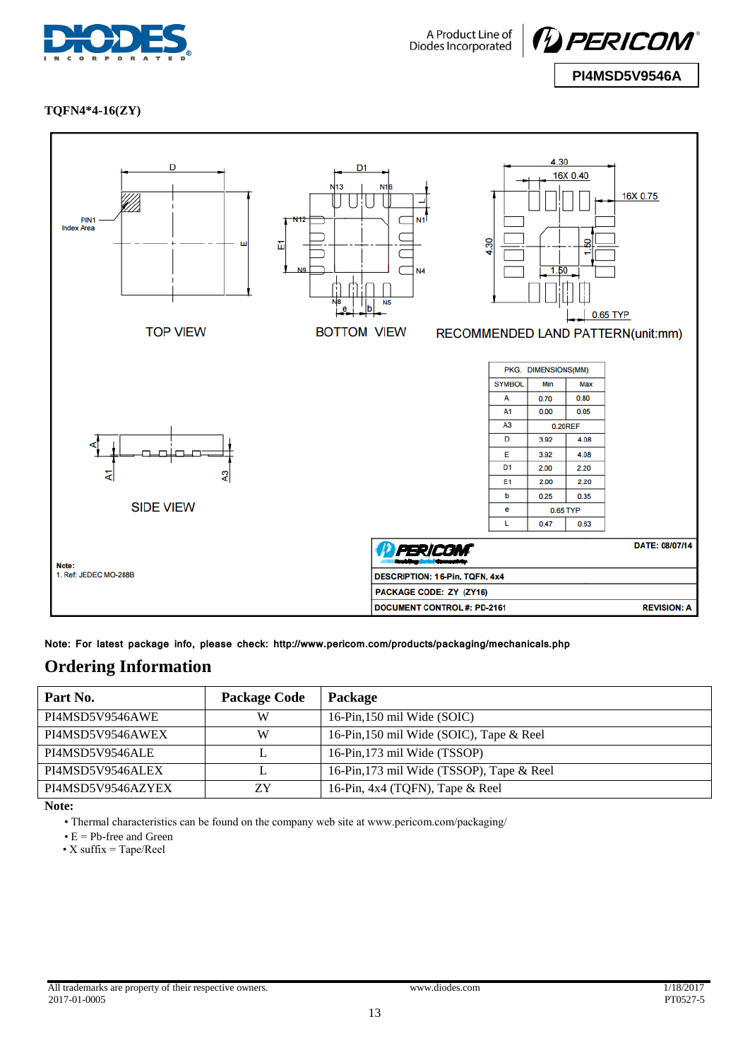**TQFN4*4-16(ZY)**

TOP VIEW

BOTTOM VIEW

RECOMMENDED LAND PATTERN(unit:mm)

SIDE VIEW

| PKG. DIMENSIONS(MM) | | |
|---|---|---|
| SYMBOL | Min | Max |
| A | 0.70 | 0.80 |
| A1 | 0.00 | 0.05 |
| A3 | 0.20REF | |
| D | 3.92 | 4.08 |
| E | 3.92 | 4.08 |
| D1 | 2.00 | 2.20 |
| E1 | 2.00 | 2.20 |
| b | 0.25 | 0.35 |
| e | 0.65 TYP | |
| L | 0.47 | 0.63 |

Note:
1. Ref: JEDEC MO-288B

DATE: 08/07/14

DESCRIPTION: 16-Pin, TQFN, 4x4

PACKAGE CODE: ZY (ZY16)

DOCUMENT CONTROL #: PD-2161 REVISION: A

Note: For latest package info, please check: http://www.pericom.com/products/packaging/mechanicals.php

## Ordering Information

| Part No. | Package Code | Package |
|---|---|---|
| PI4MSD5V9546AWE | W | 16-Pin,150 mil Wide (SOIC) |
| PI4MSD5V9546AWEX | W | 16-Pin,150 mil Wide (SOIC), Tape & Reel |
| PI4MSD5V9546ALE | L | 16-Pin,173 mil Wide (TSSOP) |
| PI4MSD5V9546ALEX | L | 16-Pin,173 mil Wide (TSSOP), Tape & Reel |
| PI4MSD5V9546AZYEX | ZY | 16-Pin, 4x4 (TQFN), Tape & Reel |

**Note:**

- Thermal characteristics can be found on the company web site at www.pericom.com/packaging/
- E = Pb-free and Green
- X suffix = Tape/Reel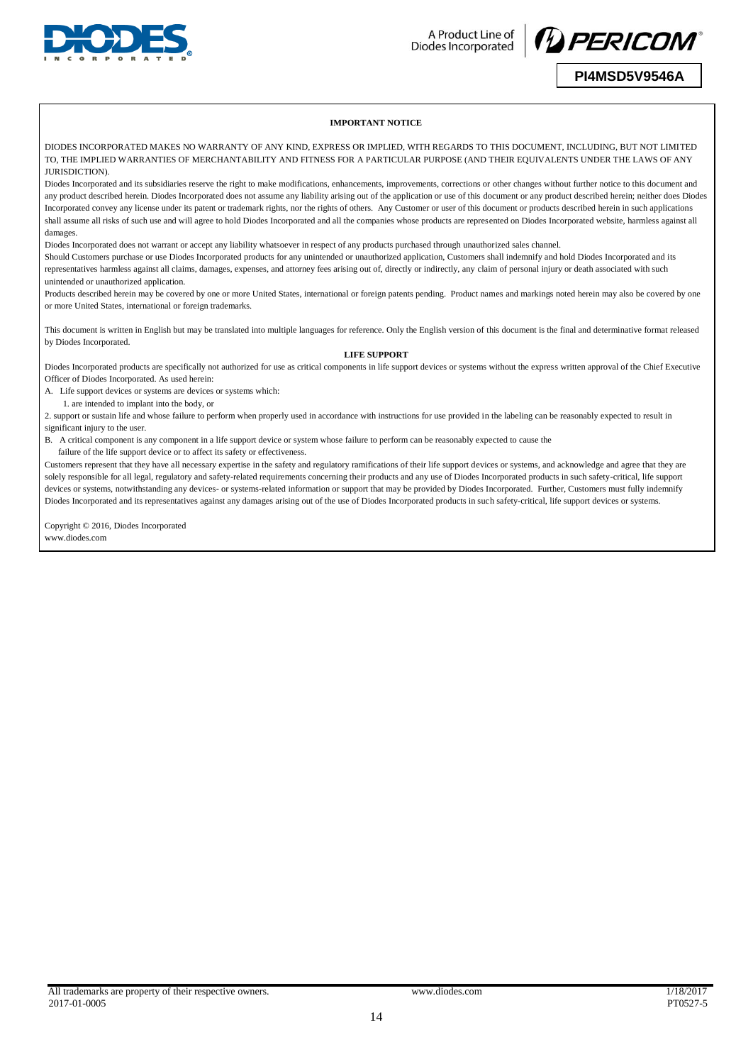## IMPORTANT NOTICE

DIODES INCORPORATED MAKES NO WARRANTY OF ANY KIND, EXPRESS OR IMPLIED, WITH REGARDS TO THIS DOCUMENT, INCLUDING, BUT NOT LIMITED TO, THE IMPLIED WARRANTIES OF MERCHANTABILITY AND FITNESS FOR A PARTICULAR PURPOSE (AND THEIR EQUIVALENTS UNDER THE LAWS OF ANY JURISDICTION).

Diodes Incorporated and its subsidiaries reserve the right to make modifications, enhancements, improvements, corrections or other changes without further notice to this document and any product described herein. Diodes Incorporated does not assume any liability arising out of the application or use of this document or any product described herein; neither does Diodes Incorporated convey any license under its patent or trademark rights, nor the rights of others. Any Customer or user of this document or products described herein in such applications shall assume all risks of such use and will agree to hold Diodes Incorporated and all the companies whose products are represented on Diodes Incorporated website, harmless against all damages.

Diodes Incorporated does not warrant or accept any liability whatsoever in respect of any products purchased through unauthorized sales channel.

Should Customers purchase or use Diodes Incorporated products for any unintended or unauthorized application, Customers shall indemnify and hold Diodes Incorporated and its representatives harmless against all claims, damages, expenses, and attorney fees arising out of, directly or indirectly, any claim of personal injury or death associated with such unintended or unauthorized application.

Products described herein may be covered by one or more United States, international or foreign patents pending. Product names and markings noted herein may also be covered by one or more United States, international or foreign trademarks.

This document is written in English but may be translated into multiple languages for reference. Only the English version of this document is the final and determinative format released by Diodes Incorporated.

## LIFE SUPPORT

Diodes Incorporated products are specifically not authorized for use as critical components in life support devices or systems without the express written approval of the Chief Executive Officer of Diodes Incorporated. As used herein:

A. Life support devices or systems are devices or systems which:

1. are intended to implant into the body, or

2. support or sustain life and whose failure to perform when properly used in accordance with instructions for use provided in the labeling can be reasonably expected to result in significant injury to the user.

B. A critical component is any component in a life support device or system whose failure to perform can be reasonably expected to cause the failure of the life support device or to affect its safety or effectiveness.

Customers represent that they have all necessary expertise in the safety and regulatory ramifications of their life support devices or systems, and acknowledge and agree that they are solely responsible for all legal, regulatory and safety-related requirements concerning their products and any use of Diodes Incorporated products in such safety-critical, life support devices or systems, notwithstanding any devices- or systems-related information or support that may be provided by Diodes Incorporated. Further, Customers must fully indemnify Diodes Incorporated and its representatives against any damages arising out of the use of Diodes Incorporated products in such safety-critical, life support devices or systems.

Copyright © 2016, Diodes Incorporated
www.diodes.com